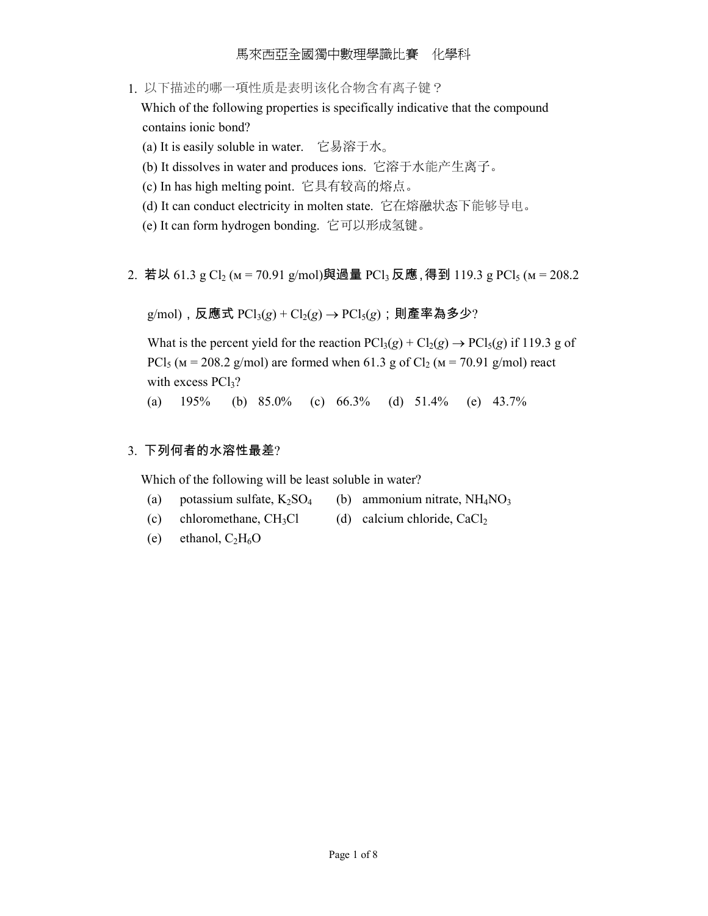# 馬來西亞全國獨中數理學識比賽　化學科

1. 以下描述的哪一项性质是表明该化合物含有离子键？

   Which of the following properties is specifically indicative that the compound contains ionic bond?

   (a) It is easily soluble in water.　它易溶于水。

   (b) It dissolves in water and produces ions.  它溶于水能产生离子。

   (c) In has high melting point.  它具有较高的熔点。

   (d) It can conduct electricity in molten state.  它在熔融状态下能够导电。

   (e) It can form hydrogen bonding.  它可以形成氢键。

2. **若以** 61.3 g $Cl_2$ (ᴍ = 70.91 g/mol)**與過量** $PCl_3$ **反應，得到** 119.3 g $PCl_5$ (ᴍ = 208.2 g/mol)，**反應式** $PCl_3(g) + Cl_2(g) \rightarrow PCl_5(g)$；**則產率為多少**?

   What is the percent yield for the reaction $PCl_3(g) + Cl_2(g) \rightarrow PCl_5(g)$ if 119.3 g of $PCl_5$ (ᴍ = 208.2 g/mol) are formed when 61.3 g of $Cl_2$ (ᴍ = 70.91 g/mol) react with excess $PCl_3$?

   (a) 195%　(b) 85.0%　(c) 66.3%　(d) 51.4%　(e) 43.7%

3. **下列何者的水溶性最差**?

   Which of the following will be least soluble in water?

   (a) potassium sulfate, $K_2SO_4$

   (b) ammonium nitrate, $NH_4NO_3$

   (c) chloromethane, $CH_3Cl$

   (d) calcium chloride, $CaCl_2$

   (e) ethanol, $C_2H_6O$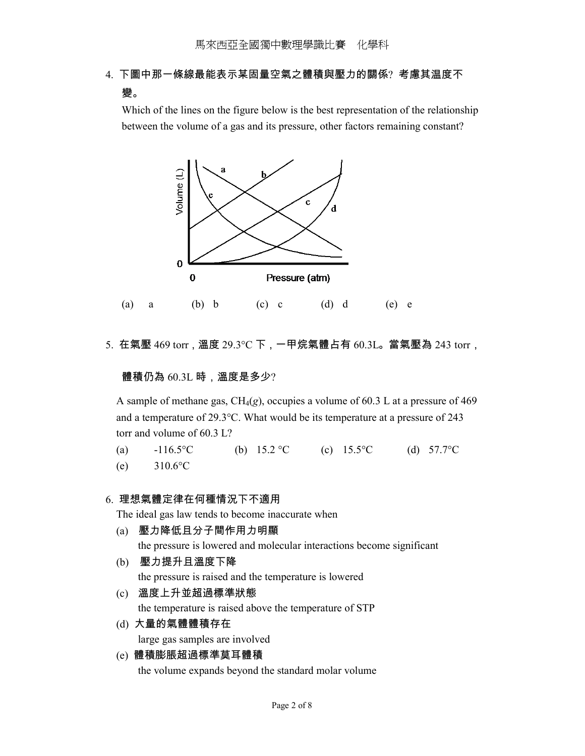4. **下圖中那一條線最能表示某固量空氣之體積與壓力的關係? 考慮其溫度不變。**

   Which of the lines on the figure below is the best representation of the relationship between the volume of a gas and its pressure, other factors remaining constant?

   (a) a　(b) b　(c) c　(d) d　(e) e

5. **在氣壓 469 torr，溫度 29.3°C 下，一甲烷氣體占有 60.3L。當氣壓為 243 torr，體積仍為 60.3L 時，溫度是多少?**

   A sample of methane gas, $CH_4(g)$, occupies a volume of 60.3 L at a pressure of 469 and a temperature of 29.3°C. What would be its temperature at a pressure of 243 torr and volume of 60.3 L?

   (a) -116.5°C　(b) 15.2 °C　(c) 15.5°C　(d) 57.7°C
   (e) 310.6°C

6. **理想氣體定律在何種情況下不適用**

   The ideal gas law tends to become inaccurate when

   (a) **壓力降低且分子間作用力明顯**
   the pressure is lowered and molecular interactions become significant

   (b) **壓力提升且溫度下降**
   the pressure is raised and the temperature is lowered

   (c) **溫度上升並超過標準狀態**
   the temperature is raised above the temperature of STP

   (d) **大量的氣體體積存在**
   large gas samples are involved

   (e) **體積膨脹超過標準莫耳體積**
   the volume expands beyond the standard molar volume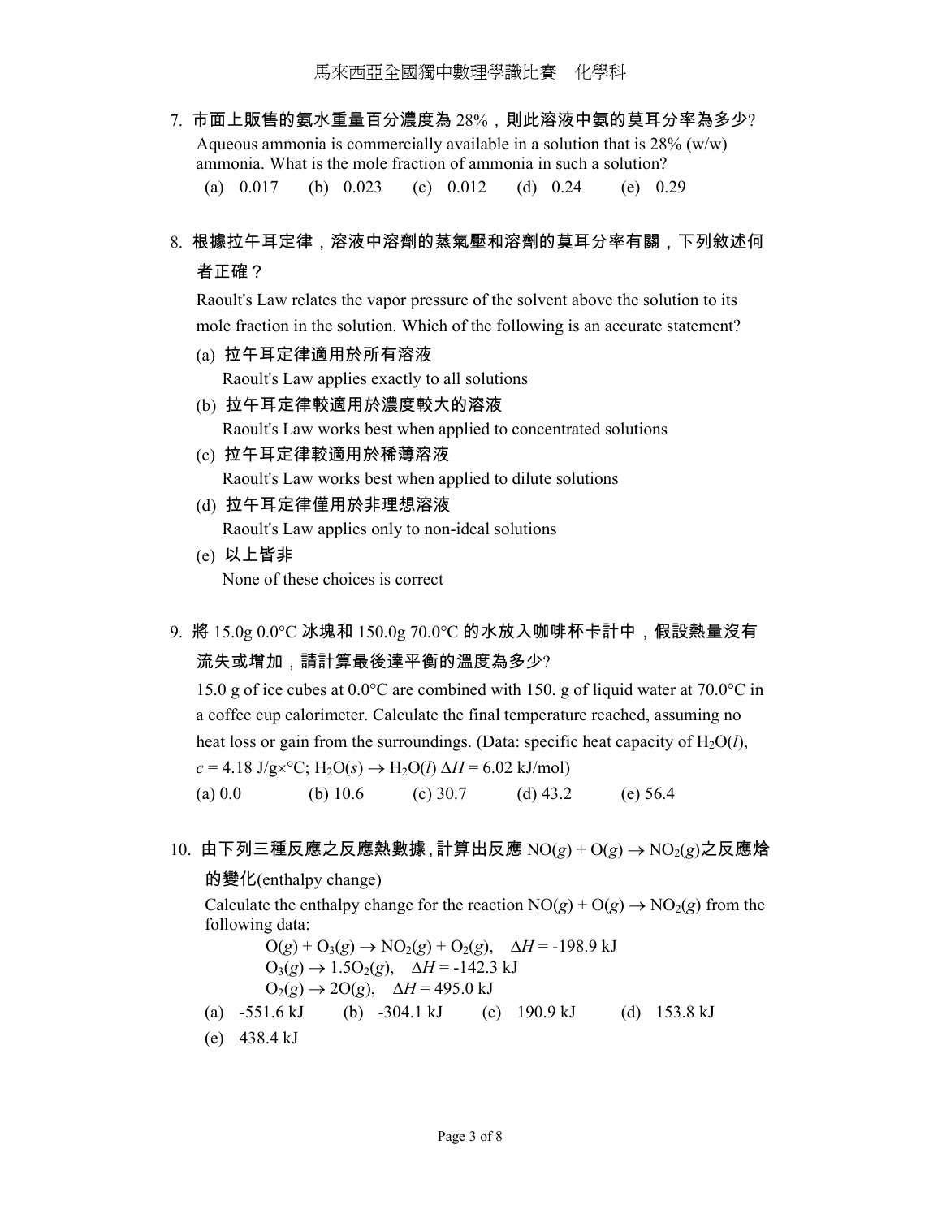7. **市面上販售的氨水重量百分濃度為 28%，則此溶液中氨的莫耳分率為多少?**
   Aqueous ammonia is commercially available in a solution that is 28% (w/w) ammonia. What is the mole fraction of ammonia in such a solution?
   (a) 0.017 (b) 0.023 (c) 0.012 (d) 0.24 (e) 0.29

8. **根據拉午耳定律，溶液中溶劑的蒸氣壓和溶劑的莫耳分率有關，下列敘述何者正確？**
   Raoult's Law relates the vapor pressure of the solvent above the solution to its mole fraction in the solution. Which of the following is an accurate statement?
   (a) **拉午耳定律適用於所有溶液**
   Raoult's Law applies exactly to all solutions
   (b) **拉午耳定律較適用於濃度較大的溶液**
   Raoult's Law works best when applied to concentrated solutions
   (c) **拉午耳定律較適用於稀薄溶液**
   Raoult's Law works best when applied to dilute solutions
   (d) **拉午耳定律僅用於非理想溶液**
   Raoult's Law applies only to non-ideal solutions
   (e) **以上皆非**
   None of these choices is correct

9. **將** 15.0g 0.0°C **冰塊和** 150.0g 70.0°C **的水放入咖啡杯卡計中，假設熱量沒有流失或增加，請計算最後達平衡的溫度為多少?**
   15.0 g of ice cubes at 0.0°C are combined with 150. g of liquid water at 70.0°C in a coffee cup calorimeter. Calculate the final temperature reached, assuming no heat loss or gain from the surroundings. (Data: specific heat capacity of $H_2O(l)$, $c$ = 4.18 J/g×°C; $H_2O(s) \rightarrow H_2O(l)$ $\Delta H$ = 6.02 kJ/mol)
   (a) 0.0 (b) 10.6 (c) 30.7 (d) 43.2 (e) 56.4

10. **由下列三種反應之反應熱數據，計算出反應** $NO(g) + O(g) \rightarrow NO_2(g)$**之反應焓的變化**(enthalpy change)
    Calculate the enthalpy change for the reaction $NO(g) + O(g) \rightarrow NO_2(g)$ from the following data:
    $O(g) + O_3(g) \rightarrow NO_2(g) + O_2(g)$, $\Delta H$ = -198.9 kJ
    $O_3(g) \rightarrow 1.5O_2(g)$, $\Delta H$ = -142.3 kJ
    $O_2(g) \rightarrow 2O(g)$, $\Delta H$ = 495.0 kJ
    (a) -551.6 kJ (b) -304.1 kJ (c) 190.9 kJ (d) 153.8 kJ
    (e) 438.4 kJ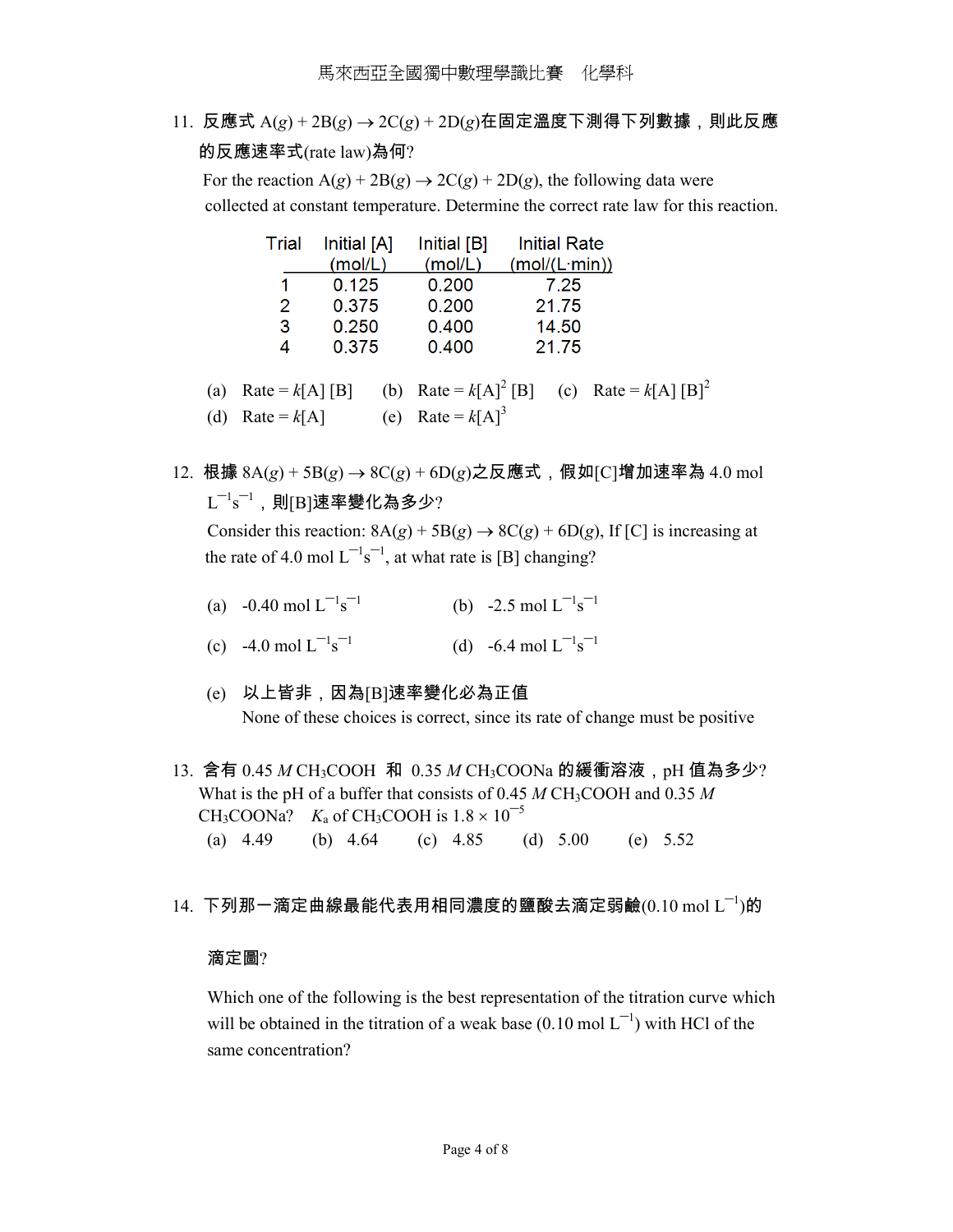11. 反應式 A($g$) + 2B($g$) → 2C($g$) + 2D($g$)在固定溫度下測得下列數據，則此反應的反應速率式(rate law)為何?

For the reaction A($g$) + 2B($g$) → 2C($g$) + 2D($g$), the following data were collected at constant temperature. Determine the correct rate law for this reaction.

| Trial | Initial [A] (mol/L) | Initial [B] (mol/L) | Initial Rate (mol/(L·min)) |
|---|---|---|---|
| 1 | 0.125 | 0.200 | 7.25 |
| 2 | 0.375 | 0.200 | 21.75 |
| 3 | 0.250 | 0.400 | 14.50 |
| 4 | 0.375 | 0.400 | 21.75 |

(a) Rate = $k$[A] [B]  (b) Rate = $k$[A]$^2$ [B]  (c) Rate = $k$[A] [B]$^2$

(d) Rate = $k$[A]  (e) Rate = $k$[A]$^3$

12. 根據 8A($g$) + 5B($g$) → 8C($g$) + 6D($g$)之反應式，假如[C]增加速率為 4.0 mol $L^{-1}s^{-1}$，則[B]速率變化為多少?

Consider this reaction: 8A($g$) + 5B($g$) → 8C($g$) + 6D($g$), If [C] is increasing at the rate of 4.0 mol $L^{-1}s^{-1}$, at what rate is [B] changing?

(a) -0.40 mol $L^{-1}s^{-1}$  (b) -2.5 mol $L^{-1}s^{-1}$

(c) -4.0 mol $L^{-1}s^{-1}$  (d) -6.4 mol $L^{-1}s^{-1}$

(e) 以上皆非，因為[B]速率變化必為正值
None of these choices is correct, since its rate of change must be positive

13. 含有 0.45 $M$ $CH_3COOH$ 和 0.35 $M$ $CH_3COONa$ 的緩衝溶液，pH 值為多少?

What is the pH of a buffer that consists of 0.45 $M$ $CH_3COOH$ and 0.35 $M$ $CH_3COONa$? $K_a$ of $CH_3COOH$ is $1.8 \times 10^{-5}$

(a) 4.49  (b) 4.64  (c) 4.85  (d) 5.00  (e) 5.52

14. 下列那一滴定曲線最能代表用相同濃度的鹽酸去滴定弱鹼(0.10 mol $L^{-1}$)的滴定圖?

Which one of the following is the best representation of the titration curve which will be obtained in the titration of a weak base (0.10 mol $L^{-1}$) with HCl of the same concentration?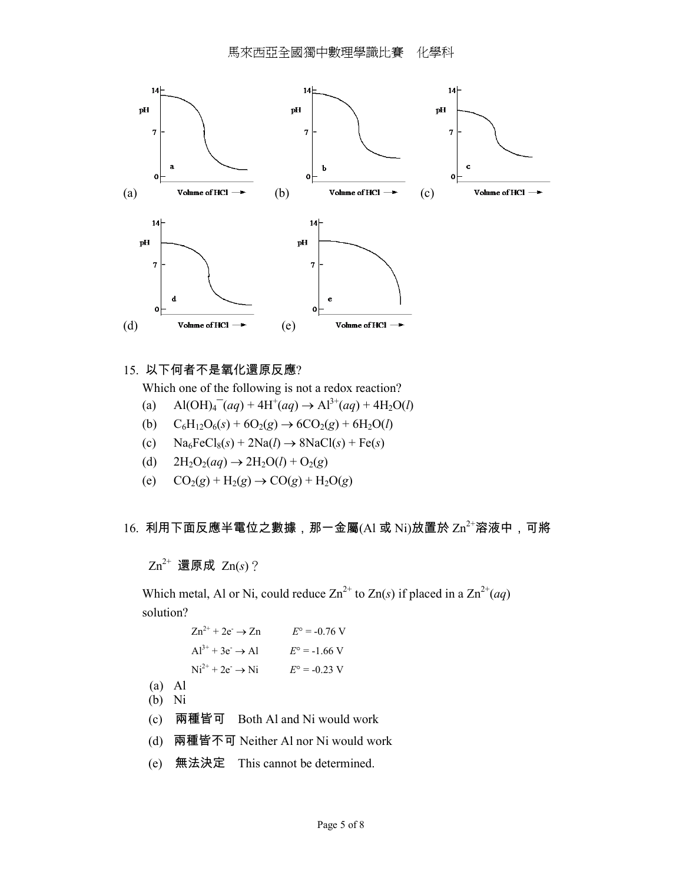(a) (b) (c) (d) (e)

15. 以下何者不是氧化還原反應?

Which one of the following is not a redox reaction?

(a) $Al(OH)_4^-(aq) + 4H^+(aq) \rightarrow Al^{3+}(aq) + 4H_2O(l)$

(b) $C_6H_{12}O_6(s) + 6O_2(g) \rightarrow 6CO_2(g) + 6H_2O(l)$

(c) $Na_6FeCl_8(s) + 2Na(l) \rightarrow 8NaCl(s) + Fe(s)$

(d) $2H_2O_2(aq) \rightarrow 2H_2O(l) + O_2(g)$

(e) $CO_2(g) + H_2(g) \rightarrow CO(g) + H_2O(g)$

16. 利用下面反應半電位之數據，那一金屬(Al 或 Ni)放置於 $Zn^{2+}$溶液中，可將 $Zn^{2+}$ 還原成 $Zn(s)$？

Which metal, Al or Ni, could reduce $Zn^{2+}$ to $Zn(s)$ if placed in a $Zn^{2+}(aq)$ solution?

$Zn^{2+} + 2e^- \rightarrow Zn$ $\quad E° = -0.76$ V

$Al^{3+} + 3e^- \rightarrow Al$ $\quad E° = -1.66$ V

$Ni^{2+} + 2e^- \rightarrow Ni$ $\quad E° = -0.23$ V

(a) Al

(b) Ni

(c) 兩種皆可 Both Al and Ni would work

(d) 兩種皆不可 Neither Al nor Ni would work

(e) 無法決定 This cannot be determined.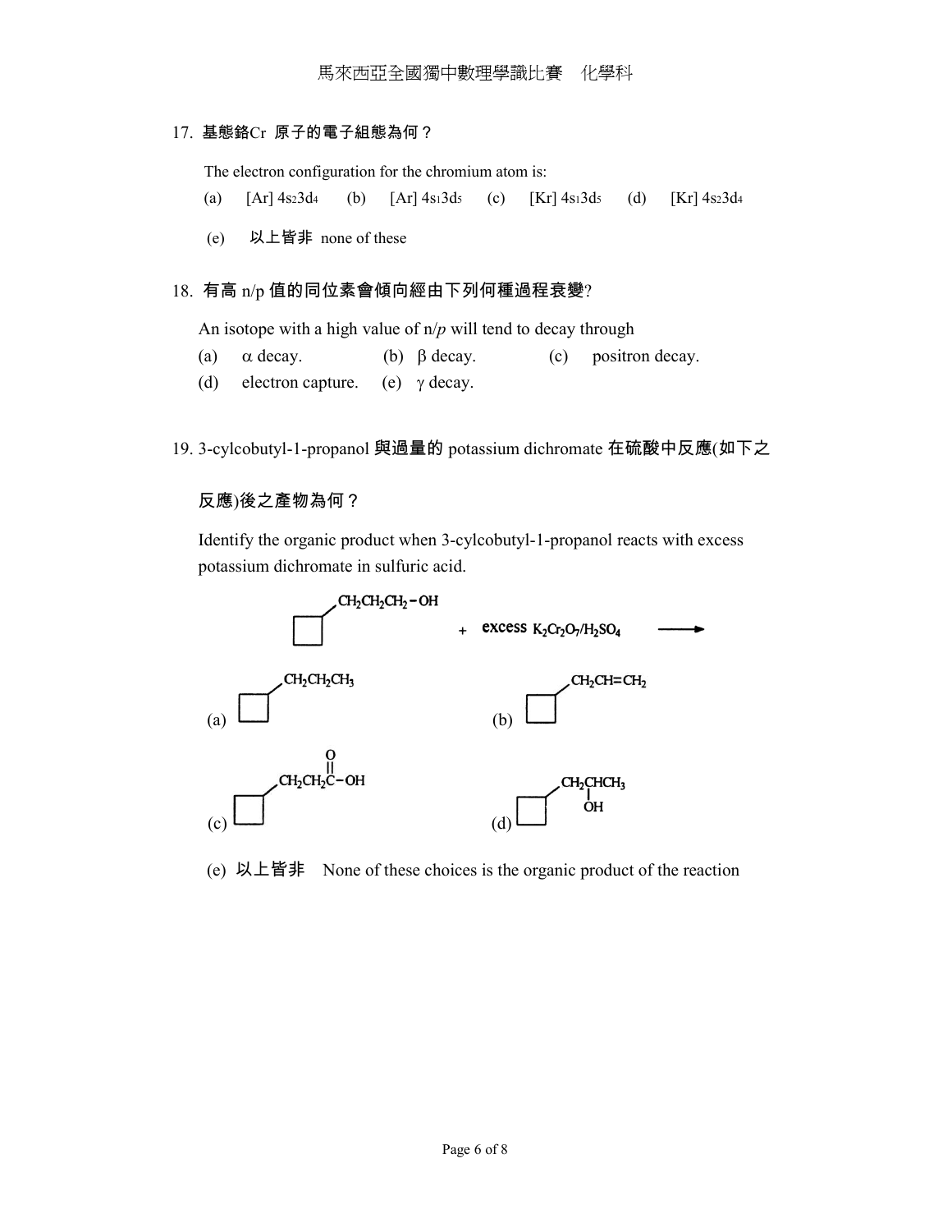17. **基態鉻**Cr **原子的電子組態為何？**

The electron configuration for the chromium atom is:

(a) [Ar] $4s^2 3d^4$ (b) [Ar] $4s^1 3d^5$ (c) [Kr] $4s^1 3d^5$ (d) [Kr] $4s^2 3d^4$

(e) **以上皆非** none of these

18. **有高** n/p **值的同位素會傾向經由下列何種過程衰變**?

An isotope with a high value of n/*p* will tend to decay through

(a) α decay. (b) β decay. (c) positron decay.

(d) electron capture. (e) γ decay.

19. 3-cylcobutyl-1-propanol **與過量的** potassium dichromate **在硫酸中反應(如下之反應)後之產物為何？**

Identify the organic product when 3-cylcobutyl-1-propanol reacts with excess potassium dichromate in sulfuric acid.

(cyclobutyl)–$CH_2CH_2CH_2-OH$ + excess $K_2Cr_2O_7/H_2SO_4$ ⟶

(a) (cyclobutyl)–$CH_2CH_2CH_3$

(b) (cyclobutyl)–$CH_2CH=CH_2$

(c) (cyclobutyl)–$CH_2CH_2C(=O)-OH$

(d) (cyclobutyl)–$CH_2CH(OH)CH_3$

(e) **以上皆非** None of these choices is the organic product of the reaction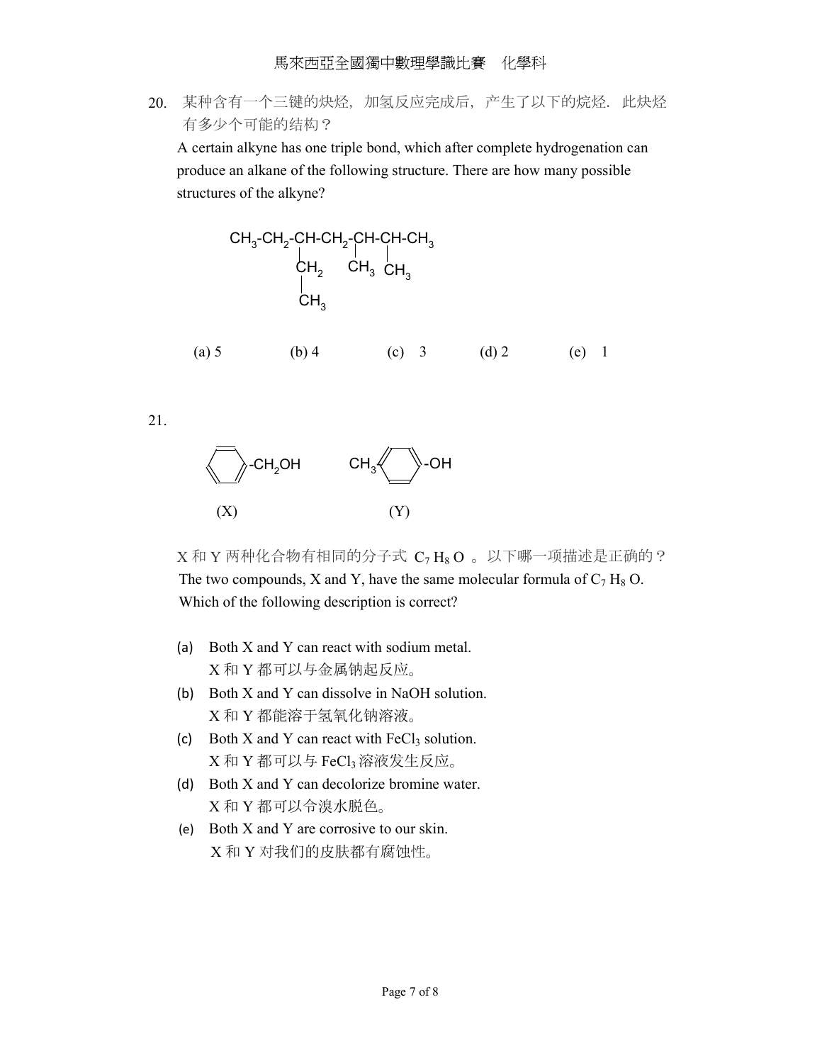20. 某种含有一个三键的炔烃，加氢反应完成后，产生了以下的烷烃. 此炔烃有多少个可能的结构？

A certain alkyne has one triple bond, which after complete hydrogenation can produce an alkane of the following structure. There are how many possible structures of the alkyne?

```
CH3-CH2-CH-CH2-CH-CH-CH3
        |       |  |
        CH2    CH3 CH3
        |
        CH3
```

(a) 5 (b) 4 (c) 3 (d) 2 (e) 1

21.

```
(C6H5)-CH2OH        CH3-(C6H4)-OH
    (X)                  (Y)
```

X 和 Y 两种化合物有相同的分子式 $C_7H_8O$ 。以下哪一项描述是正确的？

The two compounds, X and Y, have the same molecular formula of $C_7H_8O$. Which of the following description is correct?

(a) Both X and Y can react with sodium metal.
X 和 Y 都可以与金属钠起反应。

(b) Both X and Y can dissolve in NaOH solution.
X 和 Y 都能溶于氢氧化钠溶液。

(c) Both X and Y can react with $FeCl_3$ solution.
X 和 Y 都可以与 $FeCl_3$ 溶液发生反应。

(d) Both X and Y can decolorize bromine water.
X 和 Y 都可以令溴水脱色。

(e) Both X and Y are corrosive to our skin.
X 和 Y 对我们的皮肤都有腐蚀性。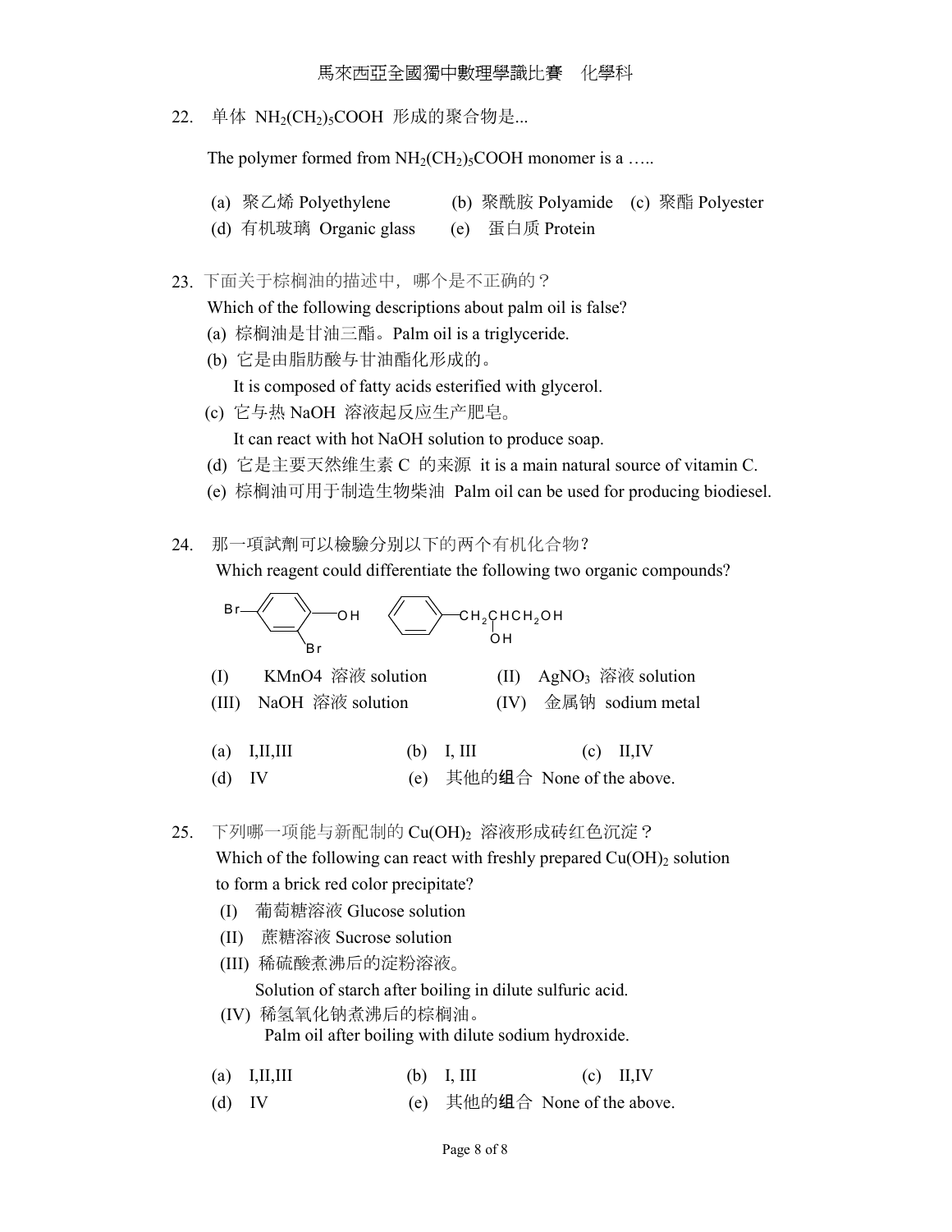22. 单体 $NH_2(CH_2)_5COOH$ 形成的聚合物是...

The polymer formed from $NH_2(CH_2)_5COOH$ monomer is a …..

(a) 聚乙烯 Polyethylene (b) 聚酰胺 Polyamide (c) 聚酯 Polyester
(d) 有机玻璃 Organic glass (e) 蛋白质 Protein

23. 下面关于棕榈油的描述中，哪个是不正确的？
Which of the following descriptions about palm oil is false?
(a) 棕榈油是甘油三酯。Palm oil is a triglyceride.
(b) 它是由脂肪酸与甘油酯化形成的。
It is composed of fatty acids esterified with glycerol.
(c) 它与热 NaOH 溶液起反应生产肥皂。
It can react with hot NaOH solution to produce soap.
(d) 它是主要天然维生素 C 的来源 it is a main natural source of vitamin C.
(e) 棕榈油可用于制造生物柴油 Palm oil can be used for producing biodiesel.

24. 那一項試劑可以檢驗分別以下的两个有机化合物？
Which reagent could differentiate the following two organic compounds?

2,4-dibromophenol (Br–C₆H₃(Br)–OH) and $C_6H_5$–$CH_2CH(OH)CH_2OH$

(I) KMnO4 溶液 solution (II) $AgNO_3$ 溶液 solution
(III) NaOH 溶液 solution (IV) 金属钠 sodium metal

(a) I,II,III (b) I, III (c) II,IV
(d) IV (e) 其他的组合 None of the above.

25. 下列哪一项能与新配制的 $Cu(OH)_2$ 溶液形成砖红色沉淀？
Which of the following can react with freshly prepared $Cu(OH)_2$ solution to form a brick red color precipitate?
(I) 葡萄糖溶液 Glucose solution
(II) 蔗糖溶液 Sucrose solution
(III) 稀硫酸煮沸后的淀粉溶液。
Solution of starch after boiling in dilute sulfuric acid.
(IV) 稀氢氧化钠煮沸后的棕榈油。
Palm oil after boiling with dilute sodium hydroxide.

(a) I,II,III (b) I, III (c) II,IV
(d) IV (e) 其他的组合 None of the above.